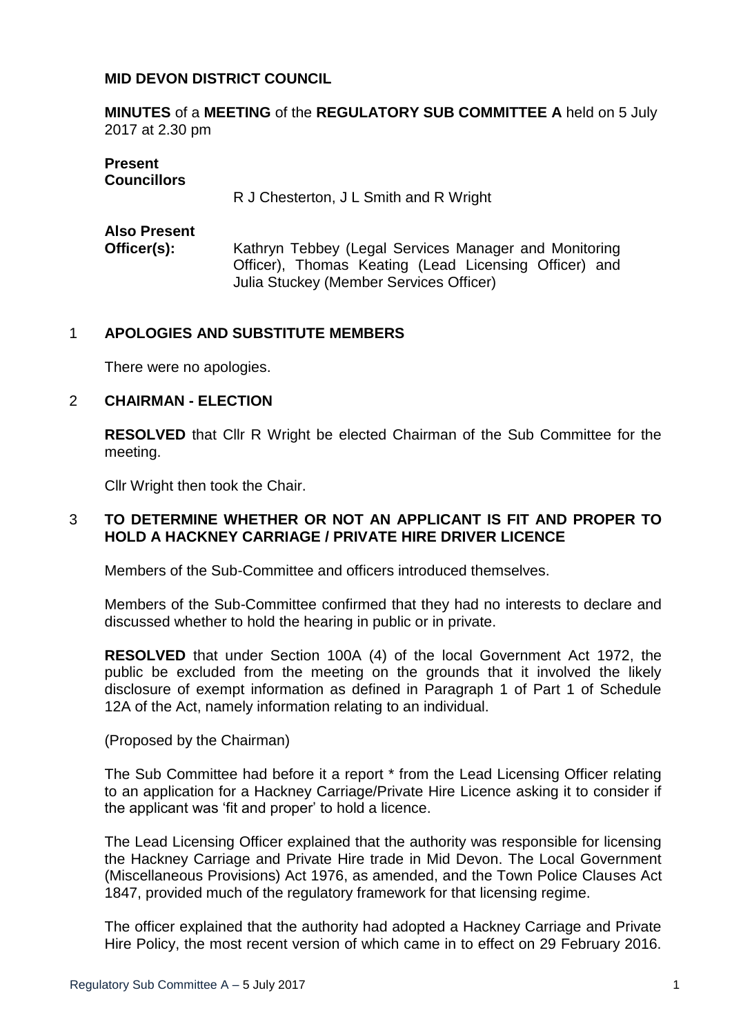**MID DEVON DISTRICT COUNCIL**

**MINUTES** of a **MEETING** of the **REGULATORY SUB COMMITTEE A** held on 5 July 2017 at 2.30 pm

**Present**
**Councillors** R J Chesterton, J L Smith and R Wright

**Also Present**
**Officer(s):** Kathryn Tebbey (Legal Services Manager and Monitoring Officer), Thomas Keating (Lead Licensing Officer) and Julia Stuckey (Member Services Officer)

## 1 APOLOGIES AND SUBSTITUTE MEMBERS

There were no apologies.

## 2 CHAIRMAN - ELECTION

**RESOLVED** that Cllr R Wright be elected Chairman of the Sub Committee for the meeting.

Cllr Wright then took the Chair.

## 3 TO DETERMINE WHETHER OR NOT AN APPLICANT IS FIT AND PROPER TO HOLD A HACKNEY CARRIAGE / PRIVATE HIRE DRIVER LICENCE

Members of the Sub-Committee and officers introduced themselves.

Members of the Sub-Committee confirmed that they had no interests to declare and discussed whether to hold the hearing in public or in private.

**RESOLVED** that under Section 100A (4) of the local Government Act 1972, the public be excluded from the meeting on the grounds that it involved the likely disclosure of exempt information as defined in Paragraph 1 of Part 1 of Schedule 12A of the Act, namely information relating to an individual.

(Proposed by the Chairman)

The Sub Committee had before it a report * from the Lead Licensing Officer relating to an application for a Hackney Carriage/Private Hire Licence asking it to consider if the applicant was 'fit and proper' to hold a licence.

The Lead Licensing Officer explained that the authority was responsible for licensing the Hackney Carriage and Private Hire trade in Mid Devon. The Local Government (Miscellaneous Provisions) Act 1976, as amended, and the Town Police Clauses Act 1847, provided much of the regulatory framework for that licensing regime.

The officer explained that the authority had adopted a Hackney Carriage and Private Hire Policy, the most recent version of which came in to effect on 29 February 2016.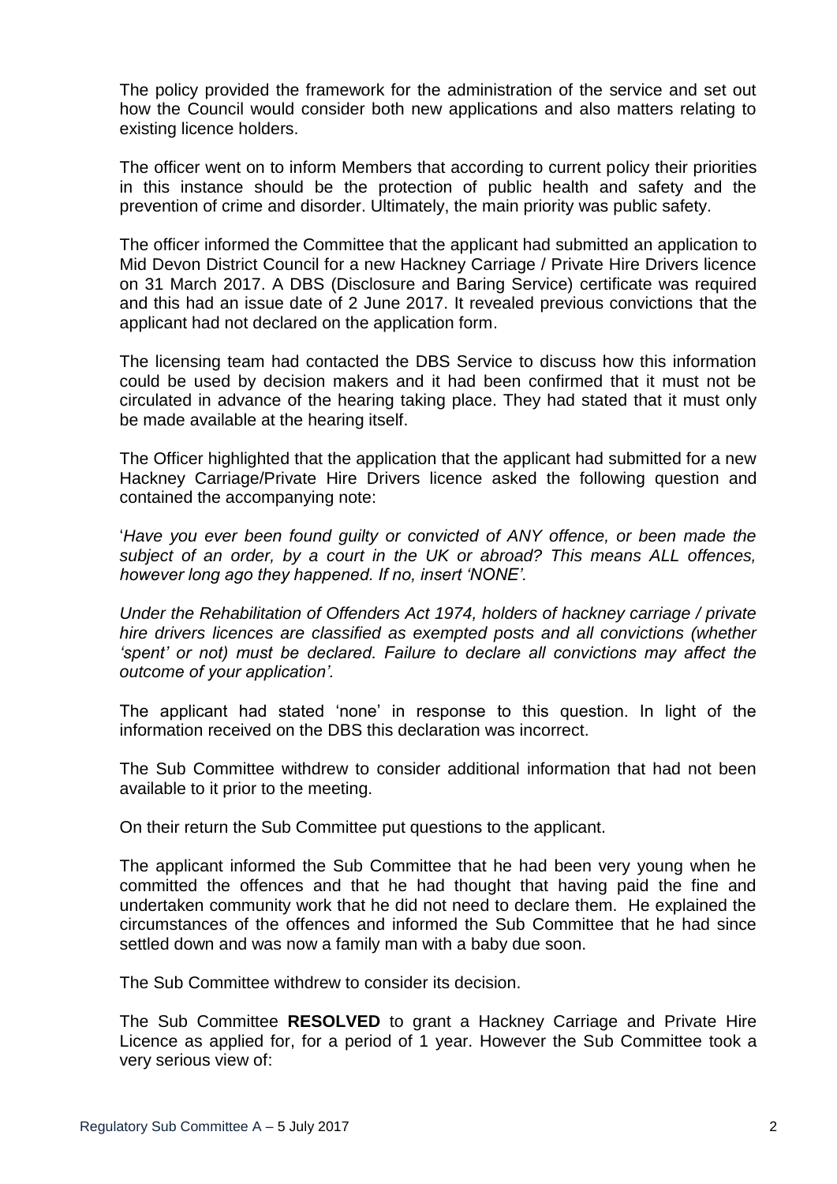The policy provided the framework for the administration of the service and set out how the Council would consider both new applications and also matters relating to existing licence holders.

The officer went on to inform Members that according to current policy their priorities in this instance should be the protection of public health and safety and the prevention of crime and disorder. Ultimately, the main priority was public safety.

The officer informed the Committee that the applicant had submitted an application to Mid Devon District Council for a new Hackney Carriage / Private Hire Drivers licence on 31 March 2017. A DBS (Disclosure and Baring Service) certificate was required and this had an issue date of 2 June 2017. It revealed previous convictions that the applicant had not declared on the application form.

The licensing team had contacted the DBS Service to discuss how this information could be used by decision makers and it had been confirmed that it must not be circulated in advance of the hearing taking place. They had stated that it must only be made available at the hearing itself.

The Officer highlighted that the application that the applicant had submitted for a new Hackney Carriage/Private Hire Drivers licence asked the following question and contained the accompanying note:

'*Have you ever been found guilty or convicted of ANY offence, or been made the subject of an order, by a court in the UK or abroad? This means ALL offences, however long ago they happened. If no, insert 'NONE'.*

*Under the Rehabilitation of Offenders Act 1974, holders of hackney carriage / private hire drivers licences are classified as exempted posts and all convictions (whether 'spent' or not) must be declared. Failure to declare all convictions may affect the outcome of your application'.*

The applicant had stated 'none' in response to this question. In light of the information received on the DBS this declaration was incorrect.

The Sub Committee withdrew to consider additional information that had not been available to it prior to the meeting.

On their return the Sub Committee put questions to the applicant.

The applicant informed the Sub Committee that he had been very young when he committed the offences and that he had thought that having paid the fine and undertaken community work that he did not need to declare them. He explained the circumstances of the offences and informed the Sub Committee that he had since settled down and was now a family man with a baby due soon.

The Sub Committee withdrew to consider its decision.

The Sub Committee **RESOLVED** to grant a Hackney Carriage and Private Hire Licence as applied for, for a period of 1 year. However the Sub Committee took a very serious view of: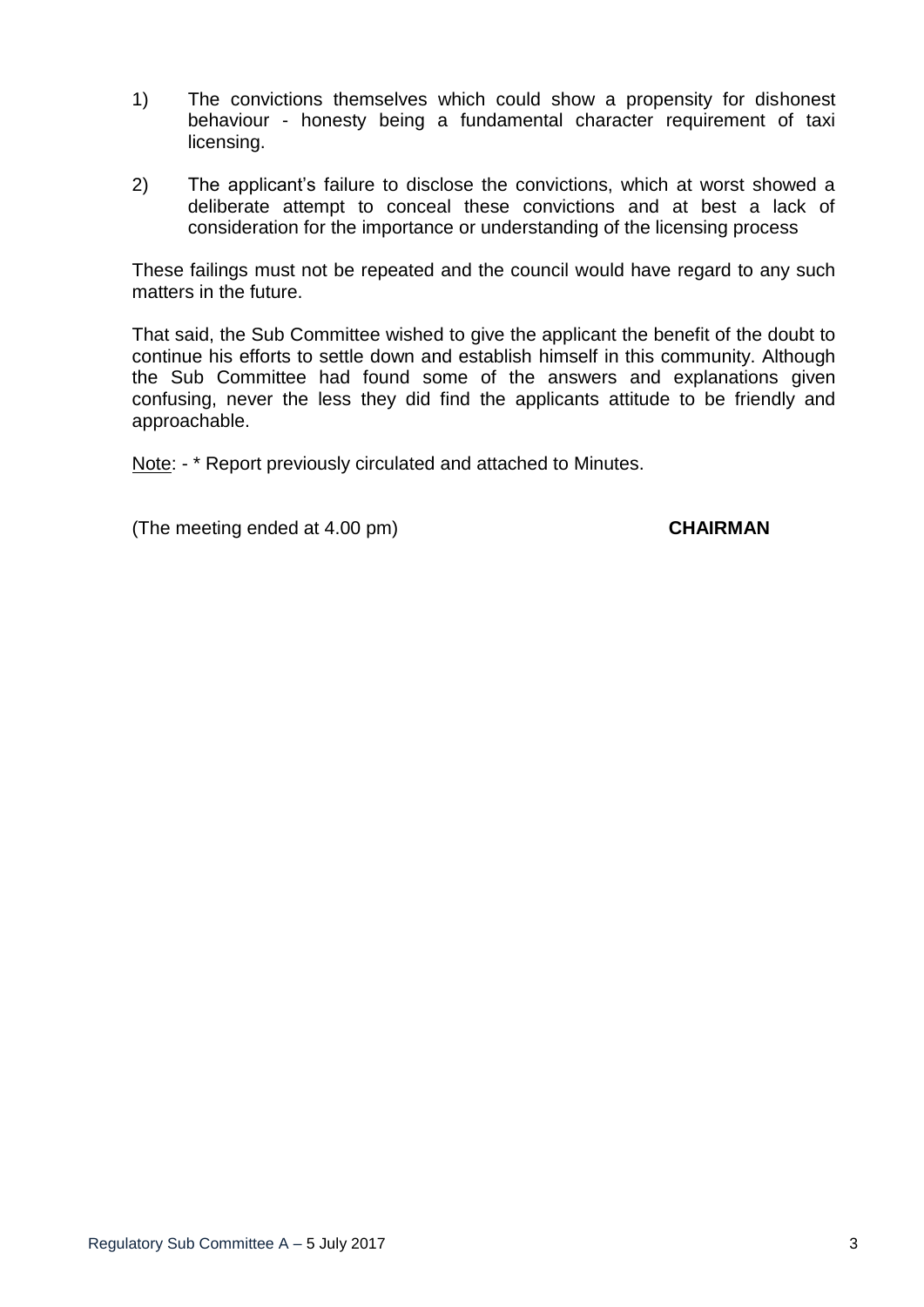1) The convictions themselves which could show a propensity for dishonest behaviour - honesty being a fundamental character requirement of taxi licensing.

2) The applicant's failure to disclose the convictions, which at worst showed a deliberate attempt to conceal these convictions and at best a lack of consideration for the importance or understanding of the licensing process

These failings must not be repeated and the council would have regard to any such matters in the future.

That said, the Sub Committee wished to give the applicant the benefit of the doubt to continue his efforts to settle down and establish himself in this community. Although the Sub Committee had found some of the answers and explanations given confusing, never the less they did find the applicants attitude to be friendly and approachable.

Note: - * Report previously circulated and attached to Minutes.

(The meeting ended at 4.00 pm) **CHAIRMAN**